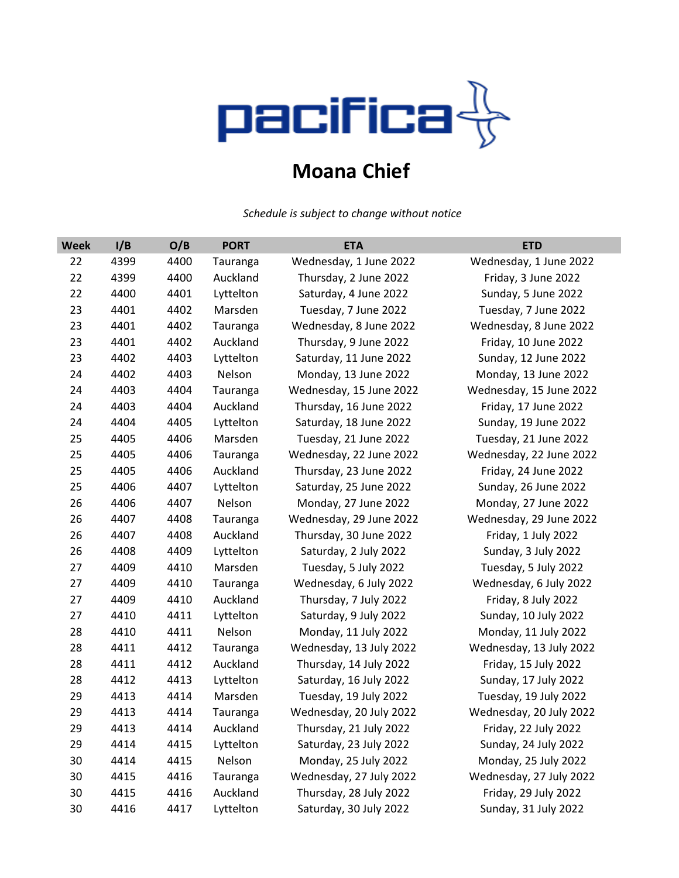# pacifica

## Moana Chief

*Schedule is subject to change without notice*

| Week | I/B | O/B | PORT | ETA | ETD |
|---|---|---|---|---|---|
| 22 | 4399 | 4400 | Tauranga | Wednesday, 1 June 2022 | Wednesday, 1 June 2022 |
| 22 | 4399 | 4400 | Auckland | Thursday, 2 June 2022 | Friday, 3 June 2022 |
| 22 | 4400 | 4401 | Lyttelton | Saturday, 4 June 2022 | Sunday, 5 June 2022 |
| 23 | 4401 | 4402 | Marsden | Tuesday, 7 June 2022 | Tuesday, 7 June 2022 |
| 23 | 4401 | 4402 | Tauranga | Wednesday, 8 June 2022 | Wednesday, 8 June 2022 |
| 23 | 4401 | 4402 | Auckland | Thursday, 9 June 2022 | Friday, 10 June 2022 |
| 23 | 4402 | 4403 | Lyttelton | Saturday, 11 June 2022 | Sunday, 12 June 2022 |
| 24 | 4402 | 4403 | Nelson | Monday, 13 June 2022 | Monday, 13 June 2022 |
| 24 | 4403 | 4404 | Tauranga | Wednesday, 15 June 2022 | Wednesday, 15 June 2022 |
| 24 | 4403 | 4404 | Auckland | Thursday, 16 June 2022 | Friday, 17 June 2022 |
| 24 | 4404 | 4405 | Lyttelton | Saturday, 18 June 2022 | Sunday, 19 June 2022 |
| 25 | 4405 | 4406 | Marsden | Tuesday, 21 June 2022 | Tuesday, 21 June 2022 |
| 25 | 4405 | 4406 | Tauranga | Wednesday, 22 June 2022 | Wednesday, 22 June 2022 |
| 25 | 4405 | 4406 | Auckland | Thursday, 23 June 2022 | Friday, 24 June 2022 |
| 25 | 4406 | 4407 | Lyttelton | Saturday, 25 June 2022 | Sunday, 26 June 2022 |
| 26 | 4406 | 4407 | Nelson | Monday, 27 June 2022 | Monday, 27 June 2022 |
| 26 | 4407 | 4408 | Tauranga | Wednesday, 29 June 2022 | Wednesday, 29 June 2022 |
| 26 | 4407 | 4408 | Auckland | Thursday, 30 June 2022 | Friday, 1 July 2022 |
| 26 | 4408 | 4409 | Lyttelton | Saturday, 2 July 2022 | Sunday, 3 July 2022 |
| 27 | 4409 | 4410 | Marsden | Tuesday, 5 July 2022 | Tuesday, 5 July 2022 |
| 27 | 4409 | 4410 | Tauranga | Wednesday, 6 July 2022 | Wednesday, 6 July 2022 |
| 27 | 4409 | 4410 | Auckland | Thursday, 7 July 2022 | Friday, 8 July 2022 |
| 27 | 4410 | 4411 | Lyttelton | Saturday, 9 July 2022 | Sunday, 10 July 2022 |
| 28 | 4410 | 4411 | Nelson | Monday, 11 July 2022 | Monday, 11 July 2022 |
| 28 | 4411 | 4412 | Tauranga | Wednesday, 13 July 2022 | Wednesday, 13 July 2022 |
| 28 | 4411 | 4412 | Auckland | Thursday, 14 July 2022 | Friday, 15 July 2022 |
| 28 | 4412 | 4413 | Lyttelton | Saturday, 16 July 2022 | Sunday, 17 July 2022 |
| 29 | 4413 | 4414 | Marsden | Tuesday, 19 July 2022 | Tuesday, 19 July 2022 |
| 29 | 4413 | 4414 | Tauranga | Wednesday, 20 July 2022 | Wednesday, 20 July 2022 |
| 29 | 4413 | 4414 | Auckland | Thursday, 21 July 2022 | Friday, 22 July 2022 |
| 29 | 4414 | 4415 | Lyttelton | Saturday, 23 July 2022 | Sunday, 24 July 2022 |
| 30 | 4414 | 4415 | Nelson | Monday, 25 July 2022 | Monday, 25 July 2022 |
| 30 | 4415 | 4416 | Tauranga | Wednesday, 27 July 2022 | Wednesday, 27 July 2022 |
| 30 | 4415 | 4416 | Auckland | Thursday, 28 July 2022 | Friday, 29 July 2022 |
| 30 | 4416 | 4417 | Lyttelton | Saturday, 30 July 2022 | Sunday, 31 July 2022 |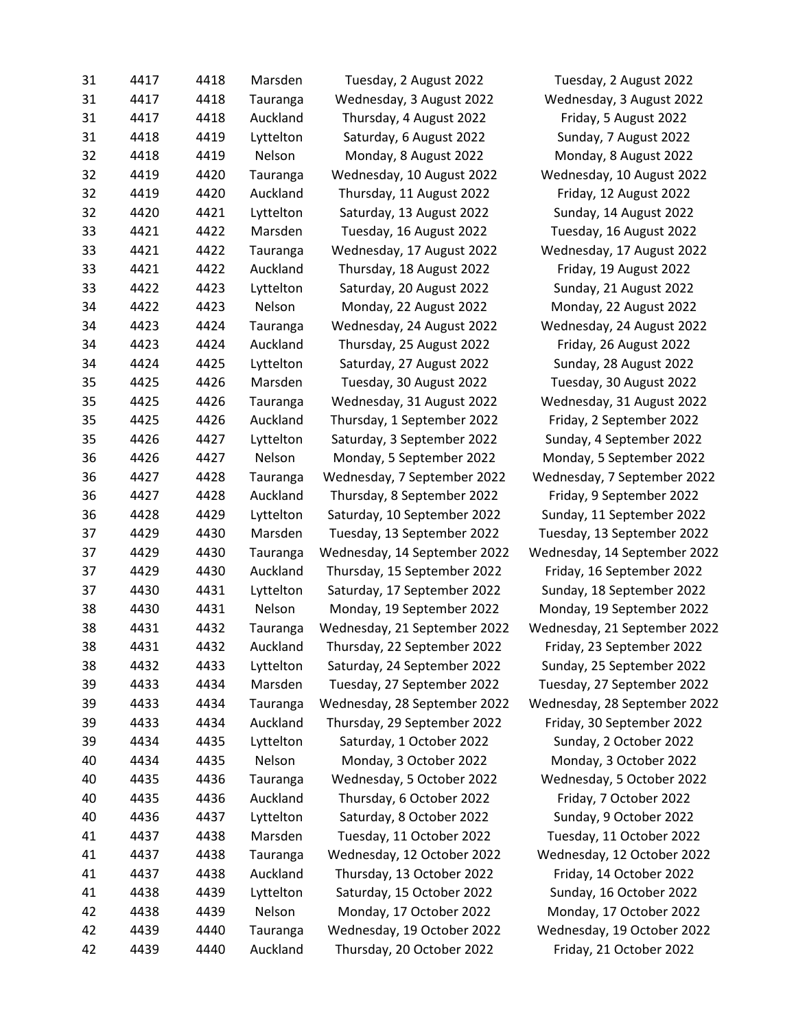| | | | | | |
|---|---|---|---|---|---|
| 31 | 4417 | 4418 | Marsden | Tuesday, 2 August 2022 | Tuesday, 2 August 2022 |
| 31 | 4417 | 4418 | Tauranga | Wednesday, 3 August 2022 | Wednesday, 3 August 2022 |
| 31 | 4417 | 4418 | Auckland | Thursday, 4 August 2022 | Friday, 5 August 2022 |
| 31 | 4418 | 4419 | Lyttelton | Saturday, 6 August 2022 | Sunday, 7 August 2022 |
| 32 | 4418 | 4419 | Nelson | Monday, 8 August 2022 | Monday, 8 August 2022 |
| 32 | 4419 | 4420 | Tauranga | Wednesday, 10 August 2022 | Wednesday, 10 August 2022 |
| 32 | 4419 | 4420 | Auckland | Thursday, 11 August 2022 | Friday, 12 August 2022 |
| 32 | 4420 | 4421 | Lyttelton | Saturday, 13 August 2022 | Sunday, 14 August 2022 |
| 33 | 4421 | 4422 | Marsden | Tuesday, 16 August 2022 | Tuesday, 16 August 2022 |
| 33 | 4421 | 4422 | Tauranga | Wednesday, 17 August 2022 | Wednesday, 17 August 2022 |
| 33 | 4421 | 4422 | Auckland | Thursday, 18 August 2022 | Friday, 19 August 2022 |
| 33 | 4422 | 4423 | Lyttelton | Saturday, 20 August 2022 | Sunday, 21 August 2022 |
| 34 | 4422 | 4423 | Nelson | Monday, 22 August 2022 | Monday, 22 August 2022 |
| 34 | 4423 | 4424 | Tauranga | Wednesday, 24 August 2022 | Wednesday, 24 August 2022 |
| 34 | 4423 | 4424 | Auckland | Thursday, 25 August 2022 | Friday, 26 August 2022 |
| 34 | 4424 | 4425 | Lyttelton | Saturday, 27 August 2022 | Sunday, 28 August 2022 |
| 35 | 4425 | 4426 | Marsden | Tuesday, 30 August 2022 | Tuesday, 30 August 2022 |
| 35 | 4425 | 4426 | Tauranga | Wednesday, 31 August 2022 | Wednesday, 31 August 2022 |
| 35 | 4425 | 4426 | Auckland | Thursday, 1 September 2022 | Friday, 2 September 2022 |
| 35 | 4426 | 4427 | Lyttelton | Saturday, 3 September 2022 | Sunday, 4 September 2022 |
| 36 | 4426 | 4427 | Nelson | Monday, 5 September 2022 | Monday, 5 September 2022 |
| 36 | 4427 | 4428 | Tauranga | Wednesday, 7 September 2022 | Wednesday, 7 September 2022 |
| 36 | 4427 | 4428 | Auckland | Thursday, 8 September 2022 | Friday, 9 September 2022 |
| 36 | 4428 | 4429 | Lyttelton | Saturday, 10 September 2022 | Sunday, 11 September 2022 |
| 37 | 4429 | 4430 | Marsden | Tuesday, 13 September 2022 | Tuesday, 13 September 2022 |
| 37 | 4429 | 4430 | Tauranga | Wednesday, 14 September 2022 | Wednesday, 14 September 2022 |
| 37 | 4429 | 4430 | Auckland | Thursday, 15 September 2022 | Friday, 16 September 2022 |
| 37 | 4430 | 4431 | Lyttelton | Saturday, 17 September 2022 | Sunday, 18 September 2022 |
| 38 | 4430 | 4431 | Nelson | Monday, 19 September 2022 | Monday, 19 September 2022 |
| 38 | 4431 | 4432 | Tauranga | Wednesday, 21 September 2022 | Wednesday, 21 September 2022 |
| 38 | 4431 | 4432 | Auckland | Thursday, 22 September 2022 | Friday, 23 September 2022 |
| 38 | 4432 | 4433 | Lyttelton | Saturday, 24 September 2022 | Sunday, 25 September 2022 |
| 39 | 4433 | 4434 | Marsden | Tuesday, 27 September 2022 | Tuesday, 27 September 2022 |
| 39 | 4433 | 4434 | Tauranga | Wednesday, 28 September 2022 | Wednesday, 28 September 2022 |
| 39 | 4433 | 4434 | Auckland | Thursday, 29 September 2022 | Friday, 30 September 2022 |
| 39 | 4434 | 4435 | Lyttelton | Saturday, 1 October 2022 | Sunday, 2 October 2022 |
| 40 | 4434 | 4435 | Nelson | Monday, 3 October 2022 | Monday, 3 October 2022 |
| 40 | 4435 | 4436 | Tauranga | Wednesday, 5 October 2022 | Wednesday, 5 October 2022 |
| 40 | 4435 | 4436 | Auckland | Thursday, 6 October 2022 | Friday, 7 October 2022 |
| 40 | 4436 | 4437 | Lyttelton | Saturday, 8 October 2022 | Sunday, 9 October 2022 |
| 41 | 4437 | 4438 | Marsden | Tuesday, 11 October 2022 | Tuesday, 11 October 2022 |
| 41 | 4437 | 4438 | Tauranga | Wednesday, 12 October 2022 | Wednesday, 12 October 2022 |
| 41 | 4437 | 4438 | Auckland | Thursday, 13 October 2022 | Friday, 14 October 2022 |
| 41 | 4438 | 4439 | Lyttelton | Saturday, 15 October 2022 | Sunday, 16 October 2022 |
| 42 | 4438 | 4439 | Nelson | Monday, 17 October 2022 | Monday, 17 October 2022 |
| 42 | 4439 | 4440 | Tauranga | Wednesday, 19 October 2022 | Wednesday, 19 October 2022 |
| 42 | 4439 | 4440 | Auckland | Thursday, 20 October 2022 | Friday, 21 October 2022 |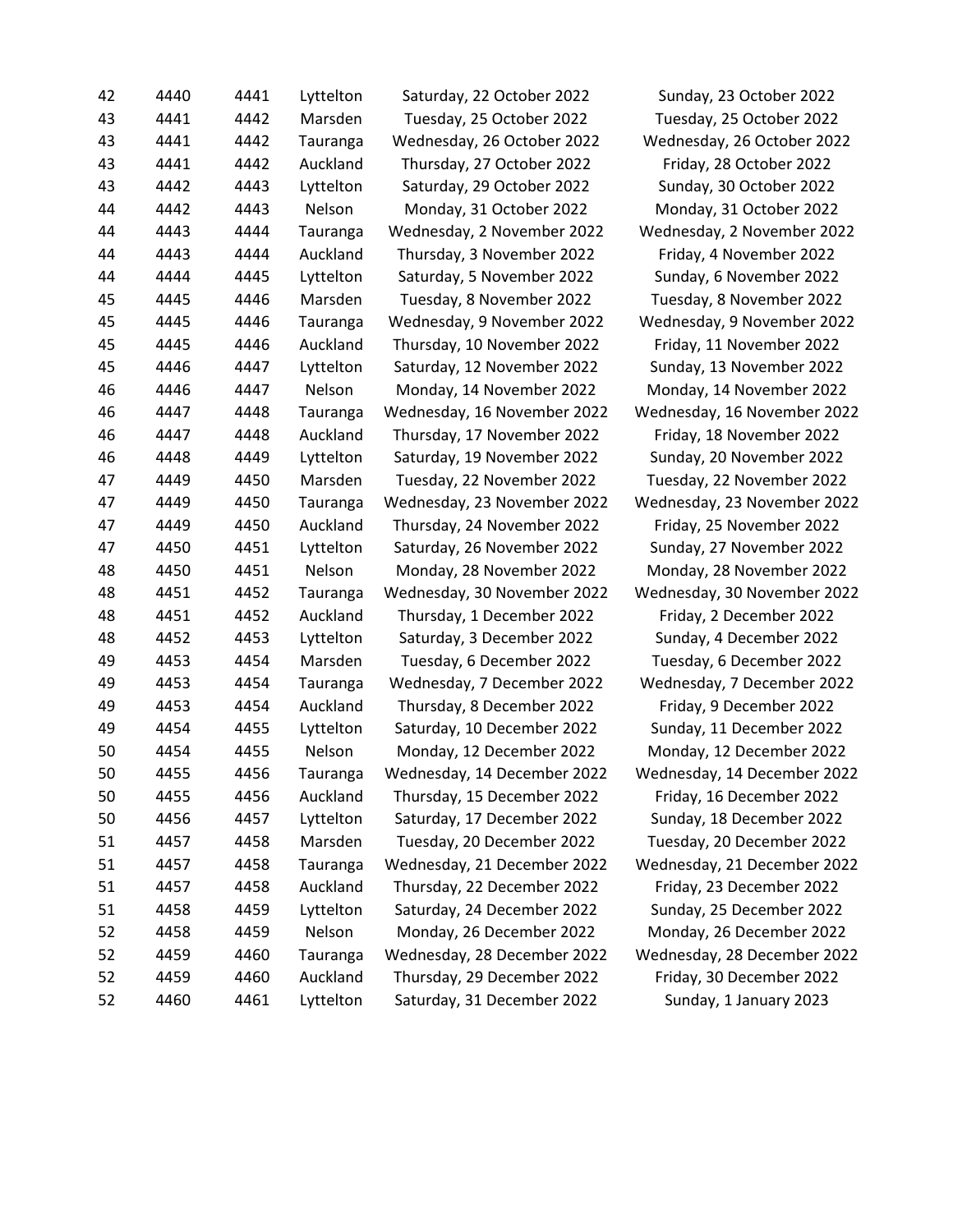| | | | | | |
|---|---|---|---|---|---|
| 42 | 4440 | 4441 | Lyttelton | Saturday, 22 October 2022 | Sunday, 23 October 2022 |
| 43 | 4441 | 4442 | Marsden | Tuesday, 25 October 2022 | Tuesday, 25 October 2022 |
| 43 | 4441 | 4442 | Tauranga | Wednesday, 26 October 2022 | Wednesday, 26 October 2022 |
| 43 | 4441 | 4442 | Auckland | Thursday, 27 October 2022 | Friday, 28 October 2022 |
| 43 | 4442 | 4443 | Lyttelton | Saturday, 29 October 2022 | Sunday, 30 October 2022 |
| 44 | 4442 | 4443 | Nelson | Monday, 31 October 2022 | Monday, 31 October 2022 |
| 44 | 4443 | 4444 | Tauranga | Wednesday, 2 November 2022 | Wednesday, 2 November 2022 |
| 44 | 4443 | 4444 | Auckland | Thursday, 3 November 2022 | Friday, 4 November 2022 |
| 44 | 4444 | 4445 | Lyttelton | Saturday, 5 November 2022 | Sunday, 6 November 2022 |
| 45 | 4445 | 4446 | Marsden | Tuesday, 8 November 2022 | Tuesday, 8 November 2022 |
| 45 | 4445 | 4446 | Tauranga | Wednesday, 9 November 2022 | Wednesday, 9 November 2022 |
| 45 | 4445 | 4446 | Auckland | Thursday, 10 November 2022 | Friday, 11 November 2022 |
| 45 | 4446 | 4447 | Lyttelton | Saturday, 12 November 2022 | Sunday, 13 November 2022 |
| 46 | 4446 | 4447 | Nelson | Monday, 14 November 2022 | Monday, 14 November 2022 |
| 46 | 4447 | 4448 | Tauranga | Wednesday, 16 November 2022 | Wednesday, 16 November 2022 |
| 46 | 4447 | 4448 | Auckland | Thursday, 17 November 2022 | Friday, 18 November 2022 |
| 46 | 4448 | 4449 | Lyttelton | Saturday, 19 November 2022 | Sunday, 20 November 2022 |
| 47 | 4449 | 4450 | Marsden | Tuesday, 22 November 2022 | Tuesday, 22 November 2022 |
| 47 | 4449 | 4450 | Tauranga | Wednesday, 23 November 2022 | Wednesday, 23 November 2022 |
| 47 | 4449 | 4450 | Auckland | Thursday, 24 November 2022 | Friday, 25 November 2022 |
| 47 | 4450 | 4451 | Lyttelton | Saturday, 26 November 2022 | Sunday, 27 November 2022 |
| 48 | 4450 | 4451 | Nelson | Monday, 28 November 2022 | Monday, 28 November 2022 |
| 48 | 4451 | 4452 | Tauranga | Wednesday, 30 November 2022 | Wednesday, 30 November 2022 |
| 48 | 4451 | 4452 | Auckland | Thursday, 1 December 2022 | Friday, 2 December 2022 |
| 48 | 4452 | 4453 | Lyttelton | Saturday, 3 December 2022 | Sunday, 4 December 2022 |
| 49 | 4453 | 4454 | Marsden | Tuesday, 6 December 2022 | Tuesday, 6 December 2022 |
| 49 | 4453 | 4454 | Tauranga | Wednesday, 7 December 2022 | Wednesday, 7 December 2022 |
| 49 | 4453 | 4454 | Auckland | Thursday, 8 December 2022 | Friday, 9 December 2022 |
| 49 | 4454 | 4455 | Lyttelton | Saturday, 10 December 2022 | Sunday, 11 December 2022 |
| 50 | 4454 | 4455 | Nelson | Monday, 12 December 2022 | Monday, 12 December 2022 |
| 50 | 4455 | 4456 | Tauranga | Wednesday, 14 December 2022 | Wednesday, 14 December 2022 |
| 50 | 4455 | 4456 | Auckland | Thursday, 15 December 2022 | Friday, 16 December 2022 |
| 50 | 4456 | 4457 | Lyttelton | Saturday, 17 December 2022 | Sunday, 18 December 2022 |
| 51 | 4457 | 4458 | Marsden | Tuesday, 20 December 2022 | Tuesday, 20 December 2022 |
| 51 | 4457 | 4458 | Tauranga | Wednesday, 21 December 2022 | Wednesday, 21 December 2022 |
| 51 | 4457 | 4458 | Auckland | Thursday, 22 December 2022 | Friday, 23 December 2022 |
| 51 | 4458 | 4459 | Lyttelton | Saturday, 24 December 2022 | Sunday, 25 December 2022 |
| 52 | 4458 | 4459 | Nelson | Monday, 26 December 2022 | Monday, 26 December 2022 |
| 52 | 4459 | 4460 | Tauranga | Wednesday, 28 December 2022 | Wednesday, 28 December 2022 |
| 52 | 4459 | 4460 | Auckland | Thursday, 29 December 2022 | Friday, 30 December 2022 |
| 52 | 4460 | 4461 | Lyttelton | Saturday, 31 December 2022 | Sunday, 1 January 2023 |